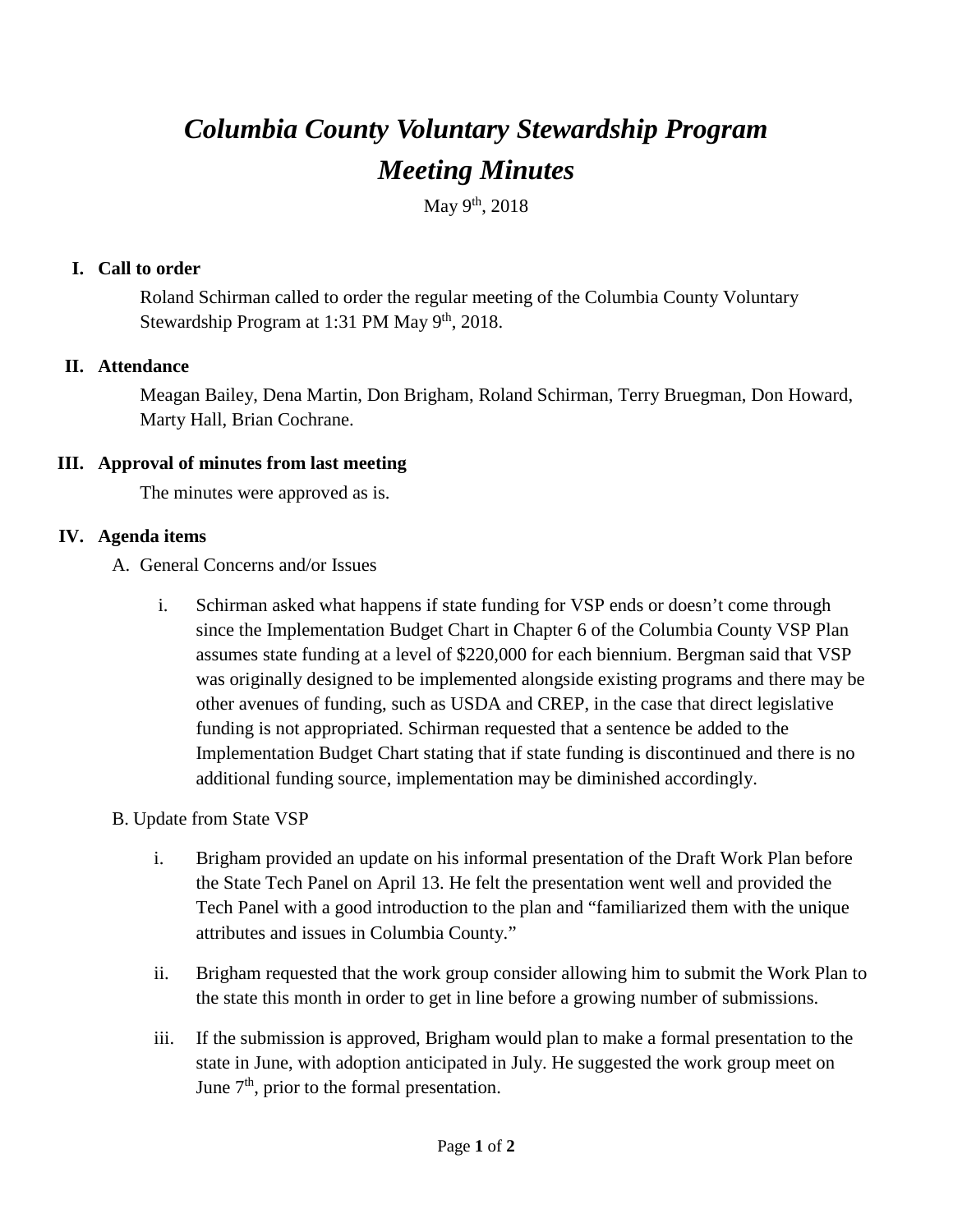# *Columbia County Voluntary Stewardship Program*
# *Meeting Minutes*

May 9th, 2018

## I. Call to order

Roland Schirman called to order the regular meeting of the Columbia County Voluntary Stewardship Program at 1:31 PM May 9th, 2018.

## II. Attendance

Meagan Bailey, Dena Martin, Don Brigham, Roland Schirman, Terry Bruegman, Don Howard, Marty Hall, Brian Cochrane.

## III. Approval of minutes from last meeting

The minutes were approved as is.

## IV. Agenda items

A. General Concerns and/or Issues

i. Schirman asked what happens if state funding for VSP ends or doesn't come through since the Implementation Budget Chart in Chapter 6 of the Columbia County VSP Plan assumes state funding at a level of $220,000 for each biennium. Bergman said that VSP was originally designed to be implemented alongside existing programs and there may be other avenues of funding, such as USDA and CREP, in the case that direct legislative funding is not appropriated. Schirman requested that a sentence be added to the Implementation Budget Chart stating that if state funding is discontinued and there is no additional funding source, implementation may be diminished accordingly.

B. Update from State VSP

i. Brigham provided an update on his informal presentation of the Draft Work Plan before the State Tech Panel on April 13. He felt the presentation went well and provided the Tech Panel with a good introduction to the plan and "familiarized them with the unique attributes and issues in Columbia County."

ii. Brigham requested that the work group consider allowing him to submit the Work Plan to the state this month in order to get in line before a growing number of submissions.

iii. If the submission is approved, Brigham would plan to make a formal presentation to the state in June, with adoption anticipated in July. He suggested the work group meet on June 7th, prior to the formal presentation.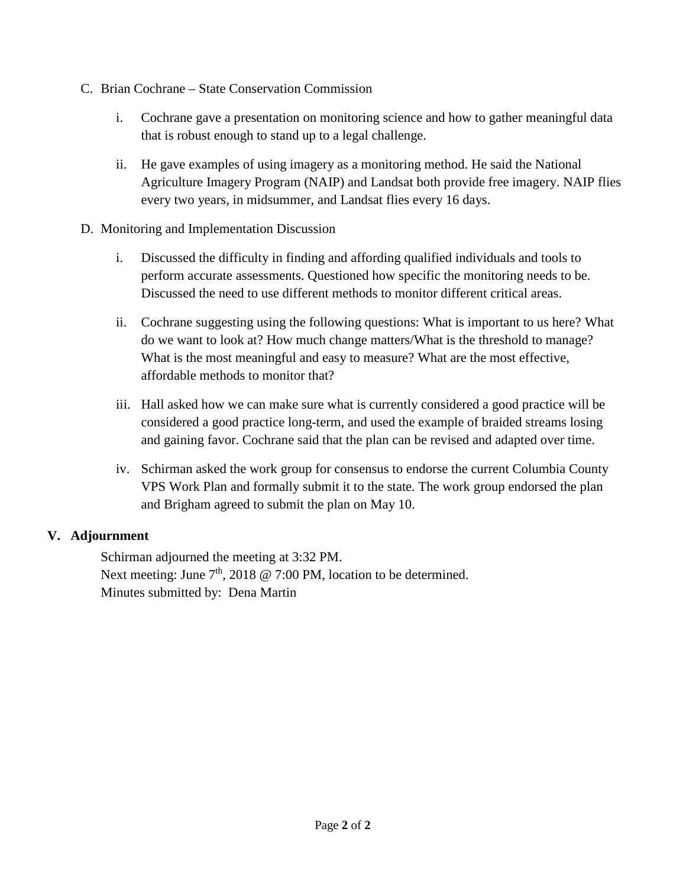C. Brian Cochrane – State Conservation Commission

   i. Cochrane gave a presentation on monitoring science and how to gather meaningful data that is robust enough to stand up to a legal challenge.

   ii. He gave examples of using imagery as a monitoring method. He said the National Agriculture Imagery Program (NAIP) and Landsat both provide free imagery. NAIP flies every two years, in midsummer, and Landsat flies every 16 days.

D. Monitoring and Implementation Discussion

   i. Discussed the difficulty in finding and affording qualified individuals and tools to perform accurate assessments. Questioned how specific the monitoring needs to be. Discussed the need to use different methods to monitor different critical areas.

   ii. Cochrane suggesting using the following questions: What is important to us here? What do we want to look at? How much change matters/What is the threshold to manage? What is the most meaningful and easy to measure? What are the most effective, affordable methods to monitor that?

   iii. Hall asked how we can make sure what is currently considered a good practice will be considered a good practice long-term, and used the example of braided streams losing and gaining favor. Cochrane said that the plan can be revised and adapted over time.

   iv. Schirman asked the work group for consensus to endorse the current Columbia County VPS Work Plan and formally submit it to the state. The work group endorsed the plan and Brigham agreed to submit the plan on May 10.

## V. Adjournment

Schirman adjourned the meeting at 3:32 PM.
Next meeting: June 7th, 2018 @ 7:00 PM, location to be determined.
Minutes submitted by: Dena Martin